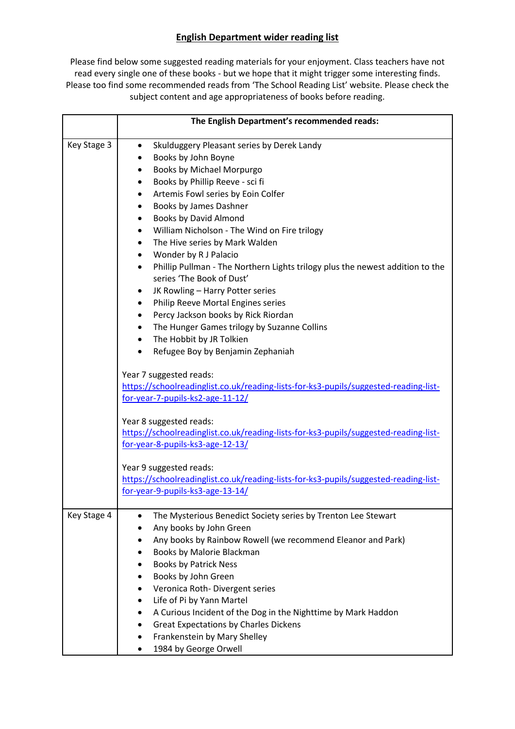**English Department wider reading list**

Please find below some suggested reading materials for your enjoyment. Class teachers have not read every single one of these books - but we hope that it might trigger some interesting finds. Please too find some recommended reads from 'The School Reading List' website. Please check the subject content and age appropriateness of books before reading.

| | The English Department's recommended reads: |
|---|---|
| Key Stage 3 | • Skulduggery Pleasant series by Derek Landy<br>• Books by John Boyne<br>• Books by Michael Morpurgo<br>• Books by Phillip Reeve - sci fi<br>• Artemis Fowl series by Eoin Colfer<br>• Books by James Dashner<br>• Books by David Almond<br>• William Nicholson - The Wind on Fire trilogy<br>• The Hive series by Mark Walden<br>• Wonder by R J Palacio<br>• Phillip Pullman - The Northern Lights trilogy plus the newest addition to the series 'The Book of Dust'<br>• JK Rowling – Harry Potter series<br>• Philip Reeve Mortal Engines series<br>• Percy Jackson books by Rick Riordan<br>• The Hunger Games trilogy by Suzanne Collins<br>• The Hobbit by JR Tolkien<br>• Refugee Boy by Benjamin Zephaniah<br><br>Year 7 suggested reads:<br>https://schoolreadinglist.co.uk/reading-lists-for-ks3-pupils/suggested-reading-list-for-year-7-pupils-ks2-age-11-12/<br><br>Year 8 suggested reads:<br>https://schoolreadinglist.co.uk/reading-lists-for-ks3-pupils/suggested-reading-list-for-year-8-pupils-ks3-age-12-13/<br><br>Year 9 suggested reads:<br>https://schoolreadinglist.co.uk/reading-lists-for-ks3-pupils/suggested-reading-list-for-year-9-pupils-ks3-age-13-14/ |
| Key Stage 4 | • The Mysterious Benedict Society series by Trenton Lee Stewart<br>• Any books by John Green<br>• Any books by Rainbow Rowell (we recommend Eleanor and Park)<br>• Books by Malorie Blackman<br>• Books by Patrick Ness<br>• Books by John Green<br>• Veronica Roth- Divergent series<br>• Life of Pi by Yann Martel<br>• A Curious Incident of the Dog in the Nighttime by Mark Haddon<br>• Great Expectations by Charles Dickens<br>• Frankenstein by Mary Shelley<br>• 1984 by George Orwell |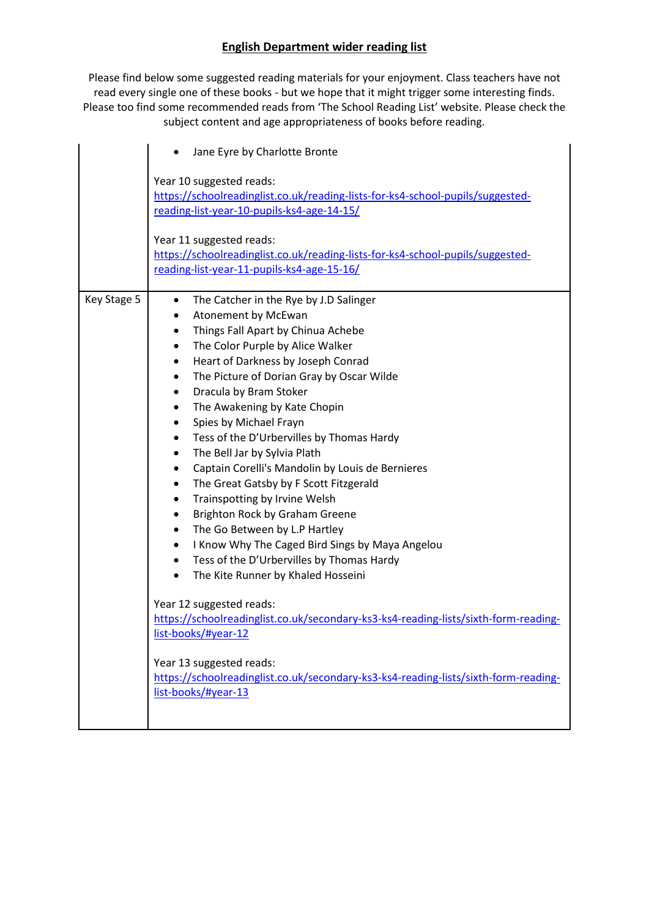## English Department wider reading list

Please find below some suggested reading materials for your enjoyment. Class teachers have not read every single one of these books - but we hope that it might trigger some interesting finds. Please too find some recommended reads from 'The School Reading List' website. Please check the subject content and age appropriateness of books before reading.

| | |
|---|---|
| | • Jane Eyre by Charlotte Bronte<br><br>Year 10 suggested reads:<br>https://schoolreadinglist.co.uk/reading-lists-for-ks4-school-pupils/suggested-reading-list-year-10-pupils-ks4-age-14-15/<br><br>Year 11 suggested reads:<br>https://schoolreadinglist.co.uk/reading-lists-for-ks4-school-pupils/suggested-reading-list-year-11-pupils-ks4-age-15-16/ |
| Key Stage 5 | • The Catcher in the Rye by J.D Salinger<br>• Atonement by McEwan<br>• Things Fall Apart by Chinua Achebe<br>• The Color Purple by Alice Walker<br>• Heart of Darkness by Joseph Conrad<br>• The Picture of Dorian Gray by Oscar Wilde<br>• Dracula by Bram Stoker<br>• The Awakening by Kate Chopin<br>• Spies by Michael Frayn<br>• Tess of the D'Urbervilles by Thomas Hardy<br>• The Bell Jar by Sylvia Plath<br>• Captain Corelli's Mandolin by Louis de Bernieres<br>• The Great Gatsby by F Scott Fitzgerald<br>• Trainspotting by Irvine Welsh<br>• Brighton Rock by Graham Greene<br>• The Go Between by L.P Hartley<br>• I Know Why The Caged Bird Sings by Maya Angelou<br>• Tess of the D'Urbervilles by Thomas Hardy<br>• The Kite Runner by Khaled Hosseini<br><br>Year 12 suggested reads:<br>https://schoolreadinglist.co.uk/secondary-ks3-ks4-reading-lists/sixth-form-reading-list-books/#year-12<br><br>Year 13 suggested reads:<br>https://schoolreadinglist.co.uk/secondary-ks3-ks4-reading-lists/sixth-form-reading-list-books/#year-13 |